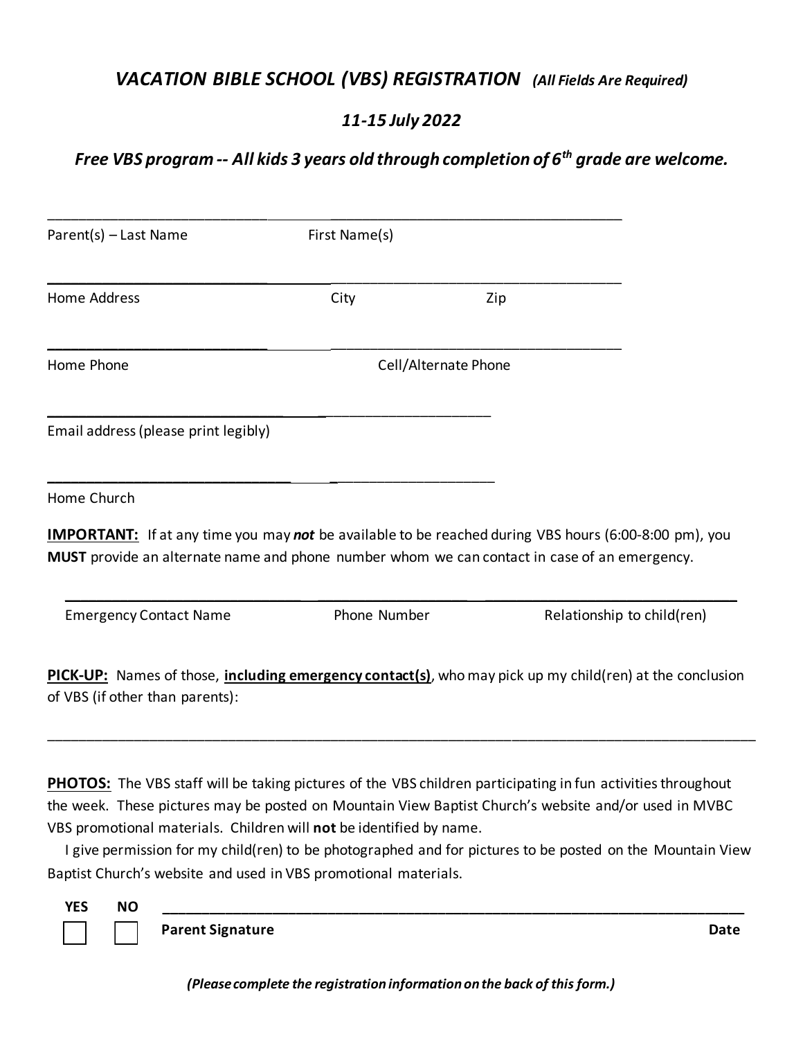# *VACATION BIBLE SCHOOL (VBS) REGISTRATION* *(All Fields Are Required)*

## *11-15 July 2022*

### *Free VBS program -- All kids 3 years old through completion of 6th grade are welcome.*

___________________________________________________________________________

Parent(s) – Last Name First Name(s)

___________________________________________________________________________

Home Address City Zip

___________________________________________________________________________

Home Phone Cell/Alternate Phone

_____________________________________________________

Email address (please print legibly)

_____________________________________________________

Home Church

**IMPORTANT:** If at any time you may ***not*** be available to be reached during VBS hours (6:00-8:00 pm), you **MUST** provide an alternate name and phone number whom we can contact in case of an emergency.

___________________________________________________________________________

Emergency Contact Name Phone Number Relationship to child(ren)

**PICK-UP:** Names of those, **including emergency contact(s)**, who may pick up my child(ren) at the conclusion of VBS (if other than parents):

___________________________________________________________________________

**PHOTOS:** The VBS staff will be taking pictures of the VBS children participating in fun activities throughout the week. These pictures may be posted on Mountain View Baptist Church's website and/or used in MVBC VBS promotional materials. Children will **not** be identified by name.

I give permission for my child(ren) to be photographed and for pictures to be posted on the Mountain View Baptist Church's website and used in VBS promotional materials.

**YES** ☐ **NO** ☐ ___________________________________________________________________________

**Parent Signature** **Date**

***(Please complete the registration information on the back of this form.)***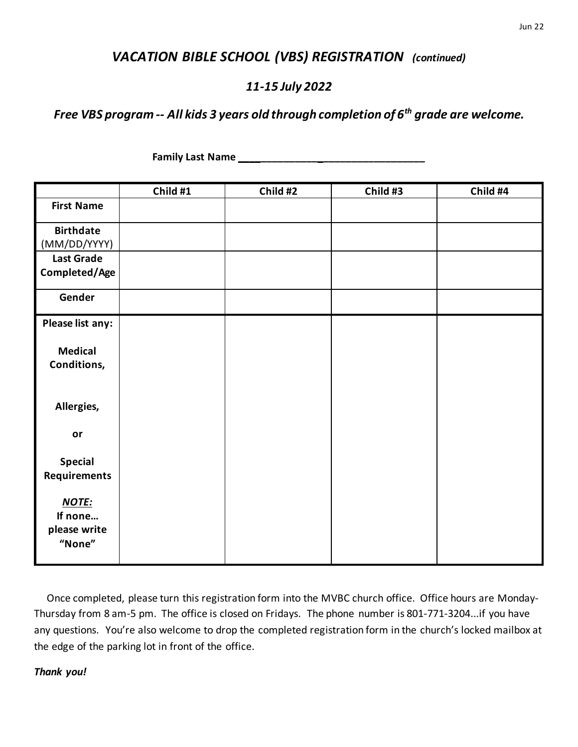# *VACATION BIBLE SCHOOL (VBS) REGISTRATION* *(continued)*

## *11-15 July 2022*

### *Free VBS program -- All kids 3 years old through completion of 6th grade are welcome.*

**Family Last Name ________________________________**

| | Child #1 | Child #2 | Child #3 | Child #4 |
|---|---|---|---|---|
| **First Name** | | | | |
| **Birthdate** (MM/DD/YYYY) | | | | |
| **Last Grade Completed/Age** | | | | |
| **Gender** | | | | |
| **Please list any: Medical Conditions, Allergies, or Special Requirements** ***NOTE:*** **If none… please write "None"** | | | | |

Once completed, please turn this registration form into the MVBC church office. Office hours are Monday-Thursday from 8 am-5 pm. The office is closed on Fridays. The phone number is 801-771-3204...if you have any questions. You're also welcome to drop the completed registration form in the church's locked mailbox at the edge of the parking lot in front of the office.

***Thank you!***